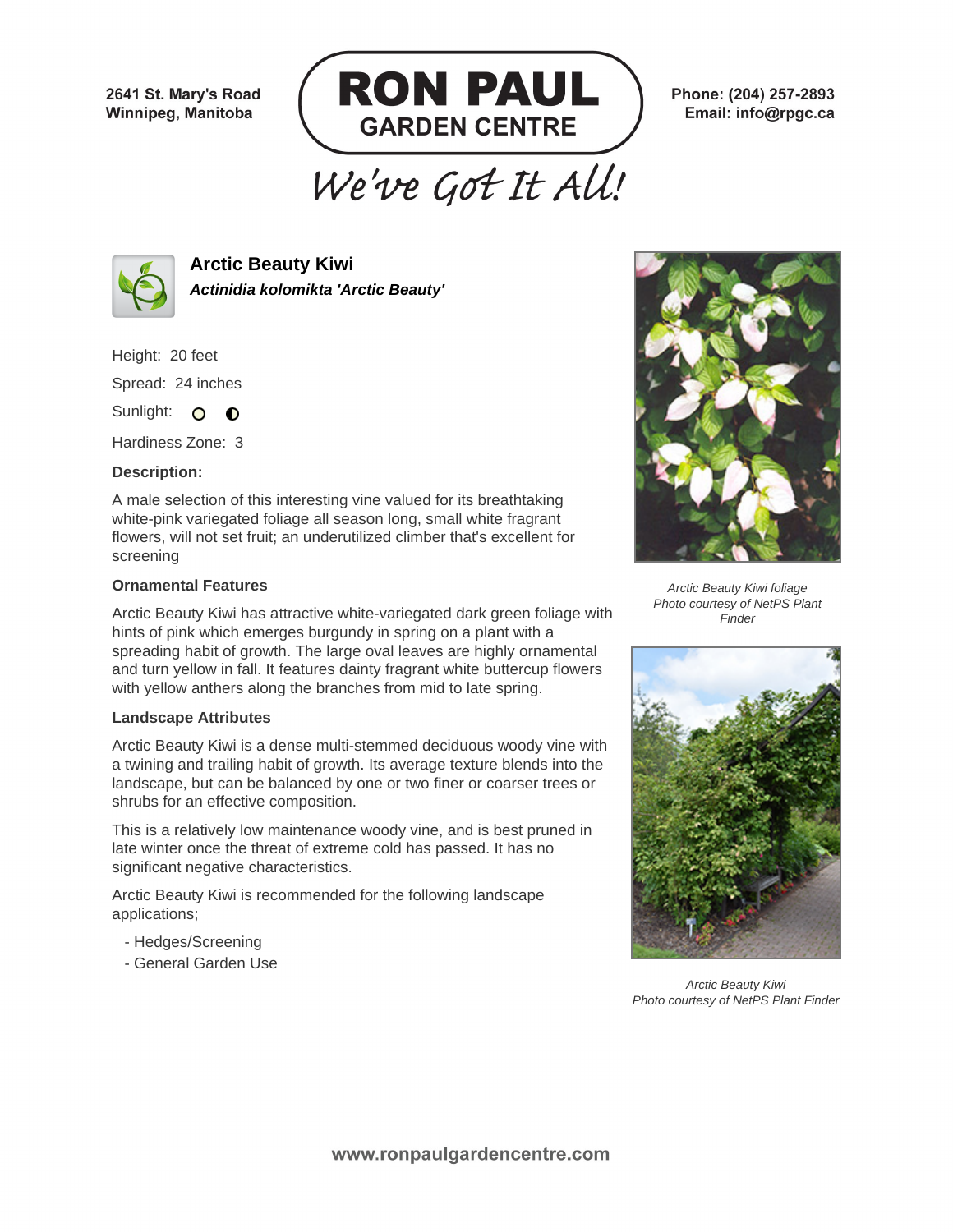2641 St. Mary's Road
Winnipeg, Manitoba

# RON PAUL GARDEN CENTRE

We've Got It All!

Phone: (204) 257-2893
Email: info@rpgc.ca

## Arctic Beauty Kiwi

***Actinidia kolomikta 'Arctic Beauty'***

Height: 20 feet

Spread: 24 inches

Sunlight: ○ ◐

Hardiness Zone: 3

### Description:

A male selection of this interesting vine valued for its breathtaking white-pink variegated foliage all season long, small white fragrant flowers, will not set fruit; an underutilized climber that's excellent for screening

### Ornamental Features

Arctic Beauty Kiwi has attractive white-variegated dark green foliage with hints of pink which emerges burgundy in spring on a plant with a spreading habit of growth. The large oval leaves are highly ornamental and turn yellow in fall. It features dainty fragrant white buttercup flowers with yellow anthers along the branches from mid to late spring.

### Landscape Attributes

Arctic Beauty Kiwi is a dense multi-stemmed deciduous woody vine with a twining and trailing habit of growth. Its average texture blends into the landscape, but can be balanced by one or two finer or coarser trees or shrubs for an effective composition.

This is a relatively low maintenance woody vine, and is best pruned in late winter once the threat of extreme cold has passed. It has no significant negative characteristics.

Arctic Beauty Kiwi is recommended for the following landscape applications;

- Hedges/Screening
- General Garden Use

*Arctic Beauty Kiwi foliage*
*Photo courtesy of NetPS Plant Finder*

*Arctic Beauty Kiwi*
*Photo courtesy of NetPS Plant Finder*

www.ronpaulgardencentre.com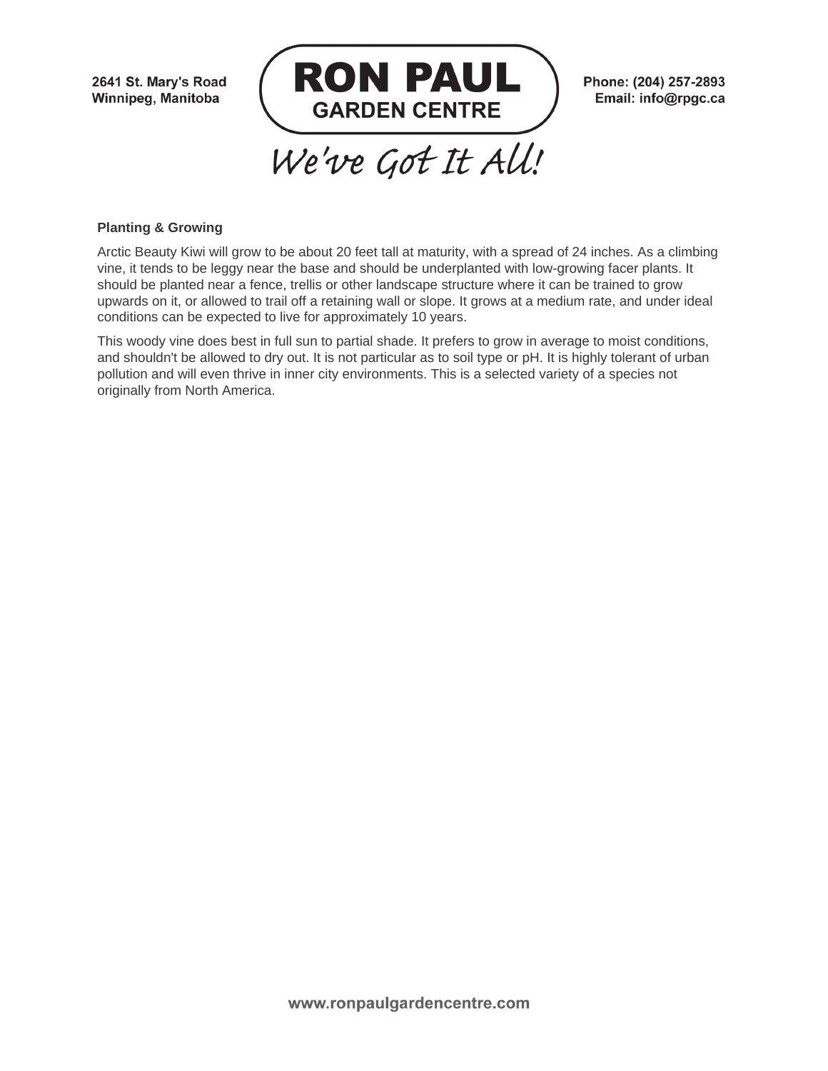2641 St. Mary's Road
Winnipeg, Manitoba

**RON PAUL**
**GARDEN CENTRE**

*We've Got It All!*

Phone: (204) 257-2893
Email: info@rpgc.ca

**Planting & Growing**

Arctic Beauty Kiwi will grow to be about 20 feet tall at maturity, with a spread of 24 inches. As a climbing vine, it tends to be leggy near the base and should be underplanted with low-growing facer plants. It should be planted near a fence, trellis or other landscape structure where it can be trained to grow upwards on it, or allowed to trail off a retaining wall or slope. It grows at a medium rate, and under ideal conditions can be expected to live for approximately 10 years.

This woody vine does best in full sun to partial shade. It prefers to grow in average to moist conditions, and shouldn't be allowed to dry out. It is not particular as to soil type or pH. It is highly tolerant of urban pollution and will even thrive in inner city environments. This is a selected variety of a species not originally from North America.

www.ronpaulgardencentre.com